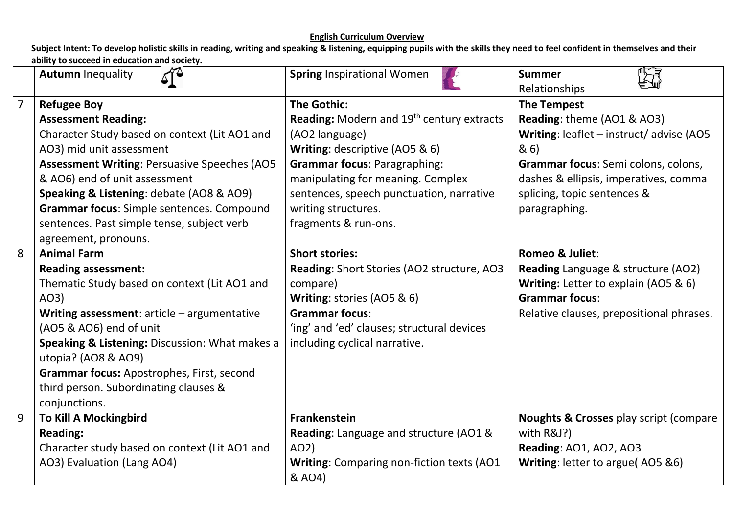**English Curriculum Overview**

**Subject Intent: To develop holistic skills in reading, writing and speaking & listening, equipping pupils with the skills they need to feel confident in themselves and their ability to succeed in education and society.**

| | **Autumn** Inequality | **Spring** Inspirational Women | **Summer** Relationships |
|---|---|---|---|
| 7 | **Refugee Boy**<br>**Assessment Reading:**<br>Character Study based on context (Lit AO1 and AO3) mid unit assessment<br>**Assessment Writing**: Persuasive Speeches (AO5 & AO6) end of unit assessment<br>**Speaking & Listening**: debate (AO8 & AO9)<br>**Grammar focus**: Simple sentences. Compound sentences. Past simple tense, subject verb agreement, pronouns. | **The Gothic:**<br>**Reading:** Modern and 19th century extracts (AO2 language)<br>**Writing**: descriptive (AO5 & 6)<br>**Grammar focus**: Paragraphing: manipulating for meaning. Complex sentences, speech punctuation, narrative writing structures.<br>fragments & run-ons. | **The Tempest**<br>**Reading**: theme (AO1 & AO3)<br>**Writing**: leaflet – instruct/ advise (AO5 & 6)<br>**Grammar focus**: Semi colons, colons, dashes & ellipsis, imperatives, comma splicing, topic sentences & paragraphing. |
| 8 | **Animal Farm**<br>**Reading assessment:**<br>Thematic Study based on context (Lit AO1 and AO3)<br>**Writing assessment**: article – argumentative (AO5 & AO6) end of unit<br>**Speaking & Listening:** Discussion: What makes a utopia? (AO8 & AO9)<br>**Grammar focus:** Apostrophes, First, second third person. Subordinating clauses & conjunctions. | **Short stories:**<br>**Reading**: Short Stories (AO2 structure, AO3 compare)<br>**Writing**: stories (AO5 & 6)<br>**Grammar focus**:<br>'ing' and 'ed' clauses; structural devices including cyclical narrative. | **Romeo & Juliet**:<br>**Reading** Language & structure (AO2)<br>**Writing:** Letter to explain (AO5 & 6)<br>**Grammar focus**:<br>Relative clauses, prepositional phrases. |
| 9 | **To Kill A Mockingbird**<br>**Reading:**<br>Character study based on context (Lit AO1 and AO3) Evaluation (Lang AO4) | **Frankenstein**<br>**Reading**: Language and structure (AO1 & AO2)<br>**Writing**: Comparing non-fiction texts (AO1 & AO4) | **Noughts & Crosses** play script (compare with R&J?)<br>**Reading**: AO1, AO2, AO3<br>**Writing**: letter to argue( AO5 &6) |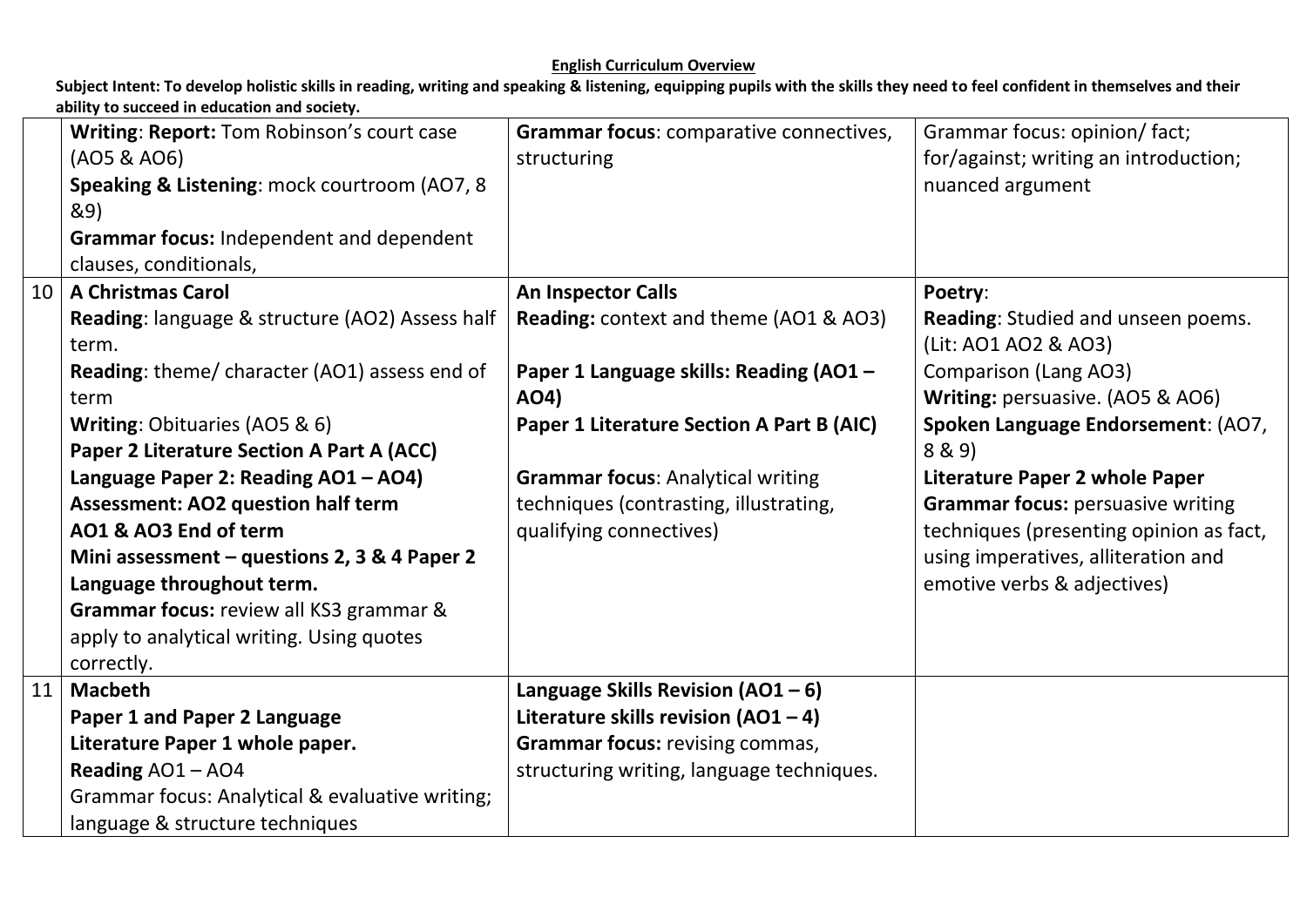**English Curriculum Overview**

**Subject Intent: To develop holistic skills in reading, writing and speaking & listening, equipping pupils with the skills they need to feel confident in themselves and their ability to succeed in education and society.**

| | | | |
|---|---|---|---|
| | **Writing**: **Report:** Tom Robinson's court case (AO5 & AO6)<br>**Speaking & Listening**: mock courtroom (AO7, 8 &9)<br>**Grammar focus:** Independent and dependent clauses, conditionals, | **Grammar focus**: comparative connectives, structuring | Grammar focus: opinion/ fact; for/against; writing an introduction; nuanced argument |
| 10 | **A Christmas Carol**<br>**Reading**: language & structure (AO2) Assess half term.<br>**Reading**: theme/ character (AO1) assess end of term<br>**Writing**: Obituaries (AO5 & 6)<br>**Paper 2 Literature Section A Part A (ACC)**<br>**Language Paper 2: Reading AO1 – AO4)**<br>**Assessment: AO2 question half term**<br>**AO1 & AO3 End of term**<br>**Mini assessment – questions 2, 3 & 4 Paper 2 Language throughout term.**<br>**Grammar focus:** review all KS3 grammar & apply to analytical writing. Using quotes correctly. | **An Inspector Calls**<br>**Reading:** context and theme (AO1 & AO3)<br><br>**Paper 1 Language skills: Reading (AO1 – AO4)**<br>**Paper 1 Literature Section A Part B (AIC)**<br><br>**Grammar focus**: Analytical writing techniques (contrasting, illustrating, qualifying connectives) | **Poetry**:<br>**Reading**: Studied and unseen poems. (Lit: AO1 AO2 & AO3)<br>Comparison (Lang AO3)<br>**Writing:** persuasive. (AO5 & AO6)<br>**Spoken Language Endorsement**: (AO7, 8 & 9)<br>**Literature Paper 2 whole Paper**<br>**Grammar focus:** persuasive writing techniques (presenting opinion as fact, using imperatives, alliteration and emotive verbs & adjectives) |
| 11 | **Macbeth**<br>**Paper 1 and Paper 2 Language**<br>**Literature Paper 1 whole paper.**<br>**Reading** AO1 – AO4<br>Grammar focus: Analytical & evaluative writing; language & structure techniques | **Language Skills Revision (AO1 – 6)**<br>**Literature skills revision (AO1 – 4)**<br>**Grammar focus:** revising commas, structuring writing, language techniques. | |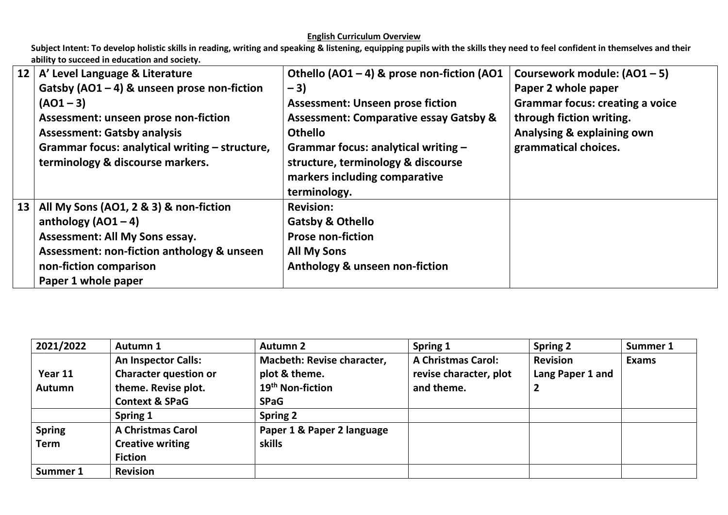**English Curriculum Overview**

**Subject Intent: To develop holistic skills in reading, writing and speaking & listening, equipping pupils with the skills they need to feel confident in themselves and their ability to succeed in education and society.**

| | | | |
|---|---|---|---|
| **12** | **A' Level Language & Literature**<br>**Gatsby (AO1 – 4) & unseen prose non-fiction (AO1 – 3)**<br>**Assessment: unseen prose non-fiction**<br>**Assessment: Gatsby analysis**<br>**Grammar focus: analytical writing – structure, terminology & discourse markers.** | **Othello (AO1 – 4) & prose non-fiction (AO1 – 3)**<br>**Assessment: Unseen prose fiction**<br>**Assessment: Comparative essay Gatsby & Othello**<br>**Grammar focus: analytical writing – structure, terminology & discourse markers including comparative terminology.** | **Coursework module: (AO1 – 5)**<br>**Paper 2 whole paper**<br>**Grammar focus: creating a voice through fiction writing.**<br>**Analysing & explaining own grammatical choices.** |
| **13** | **All My Sons (AO1, 2 & 3) & non-fiction anthology (AO1 – 4)**<br>**Assessment: All My Sons essay.**<br>**Assessment: non-fiction anthology & unseen non-fiction comparison**<br>**Paper 1 whole paper** | **Revision:**<br>**Gatsby & Othello**<br>**Prose non-fiction**<br>**All My Sons**<br>**Anthology & unseen non-fiction** | |

| **2021/2022** | **Autumn 1** | **Autumn 2** | **Spring 1** | **Spring 2** | **Summer 1** |
|---|---|---|---|---|---|
| **Year 11 Autumn** | **An Inspector Calls: Character question or theme. Revise plot. Context & SPaG** | **Macbeth: Revise character, plot & theme.**<br>**19th Non-fiction**<br>**SPaG** | **A Christmas Carol: revise character, plot and theme.** | **Revision Lang Paper 1 and 2** | **Exams** |
| | **Spring 1** | **Spring 2** | | | |
| **Spring Term** | **A Christmas Carol**<br>**Creative writing**<br>**Fiction** | **Paper 1 & Paper 2 language skills** | | | |
| **Summer 1** | **Revision** | | | | |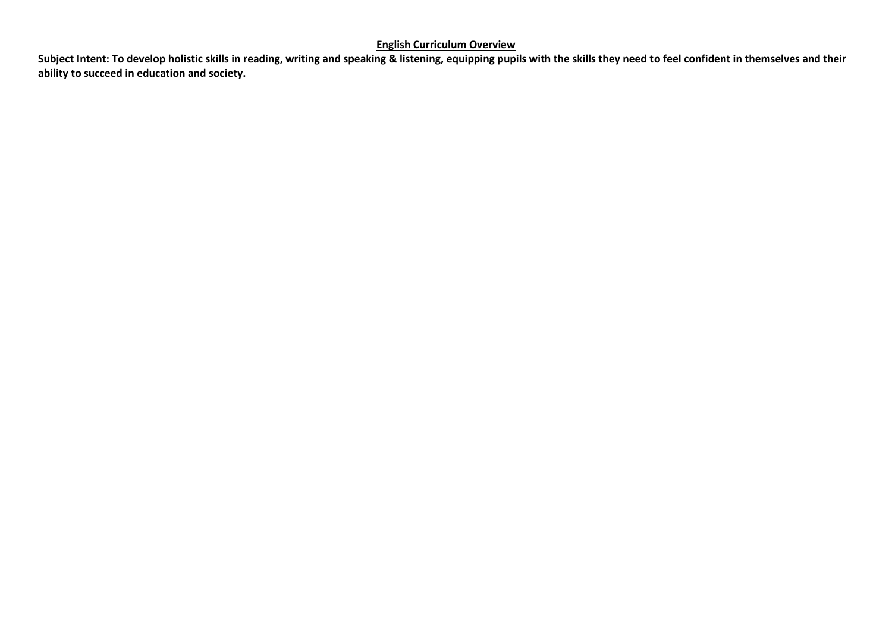**<u>English Curriculum Overview</u>**

**Subject Intent: To develop holistic skills in reading, writing and speaking & listening, equipping pupils with the skills they need to feel confident in themselves and their ability to succeed in education and society.**